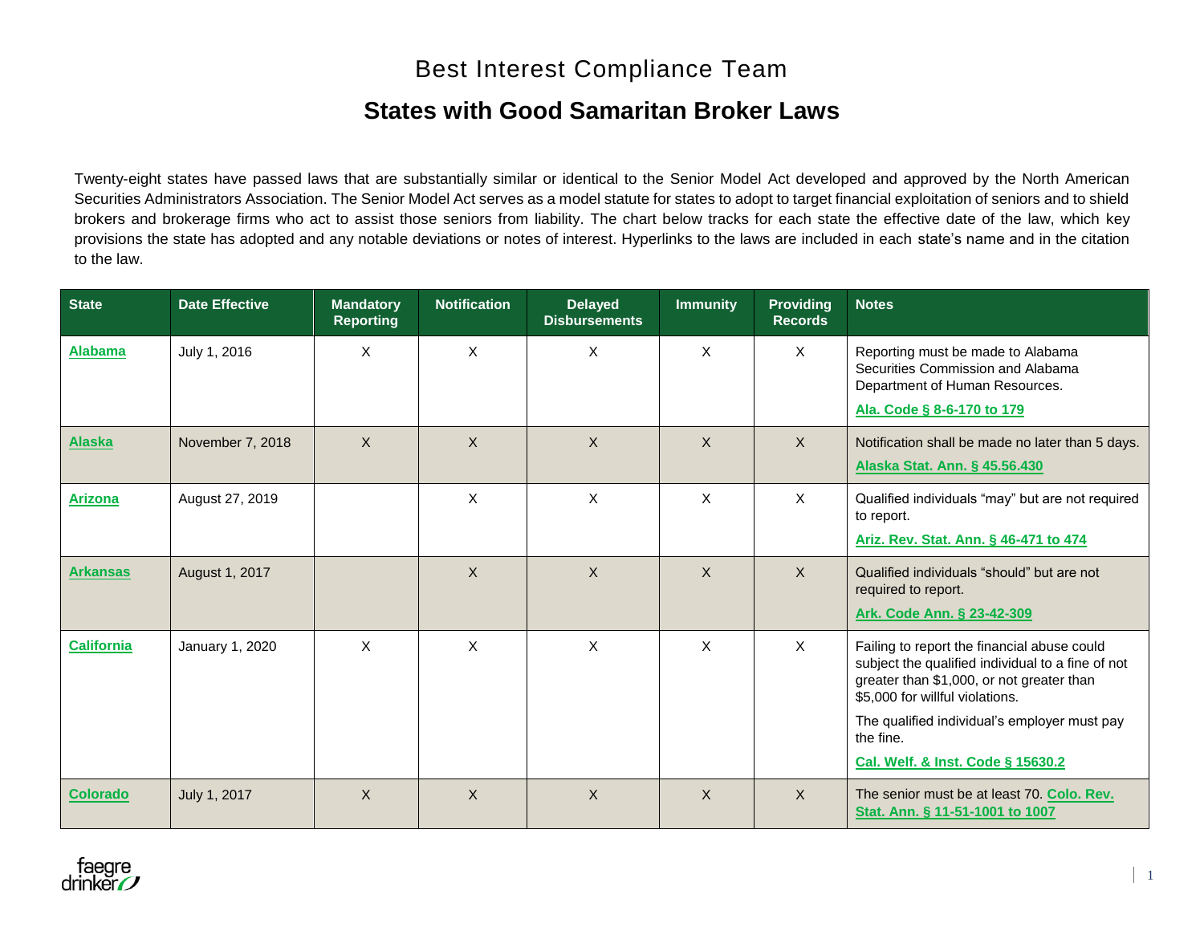# Best Interest Compliance Team

## States with Good Samaritan Broker Laws

Twenty-eight states have passed laws that are substantially similar or identical to the Senior Model Act developed and approved by the North American Securities Administrators Association. The Senior Model Act serves as a model statute for states to adopt to target financial exploitation of seniors and to shield brokers and brokerage firms who act to assist those seniors from liability. The chart below tracks for each state the effective date of the law, which key provisions the state has adopted and any notable deviations or notes of interest. Hyperlinks to the laws are included in each state's name and in the citation to the law.

| State | Date Effective | Mandatory Reporting | Notification | Delayed Disbursements | Immunity | Providing Records | Notes |
|---|---|---|---|---|---|---|---|
| **Alabama** | July 1, 2016 | X | X | X | X | X | Reporting must be made to Alabama Securities Commission and Alabama Department of Human Resources. **Ala. Code § 8-6-170 to 179** |
| **Alaska** | November 7, 2018 | X | X | X | X | X | Notification shall be made no later than 5 days. **Alaska Stat. Ann. § 45.56.430** |
| **Arizona** | August 27, 2019 | | X | X | X | X | Qualified individuals "may" but are not required to report. **Ariz. Rev. Stat. Ann. § 46-471 to 474** |
| **Arkansas** | August 1, 2017 | | X | X | X | X | Qualified individuals "should" but are not required to report. **Ark. Code Ann. § 23-42-309** |
| **California** | January 1, 2020 | X | X | X | X | X | Failing to report the financial abuse could subject the qualified individual to a fine of not greater than $1,000, or not greater than $5,000 for willful violations. The qualified individual's employer must pay the fine. **Cal. Welf. & Inst. Code § 15630.2** |
| **Colorado** | July 1, 2017 | X | X | X | X | X | The senior must be at least 70. **Colo. Rev. Stat. Ann. § 11-51-1001 to 1007** |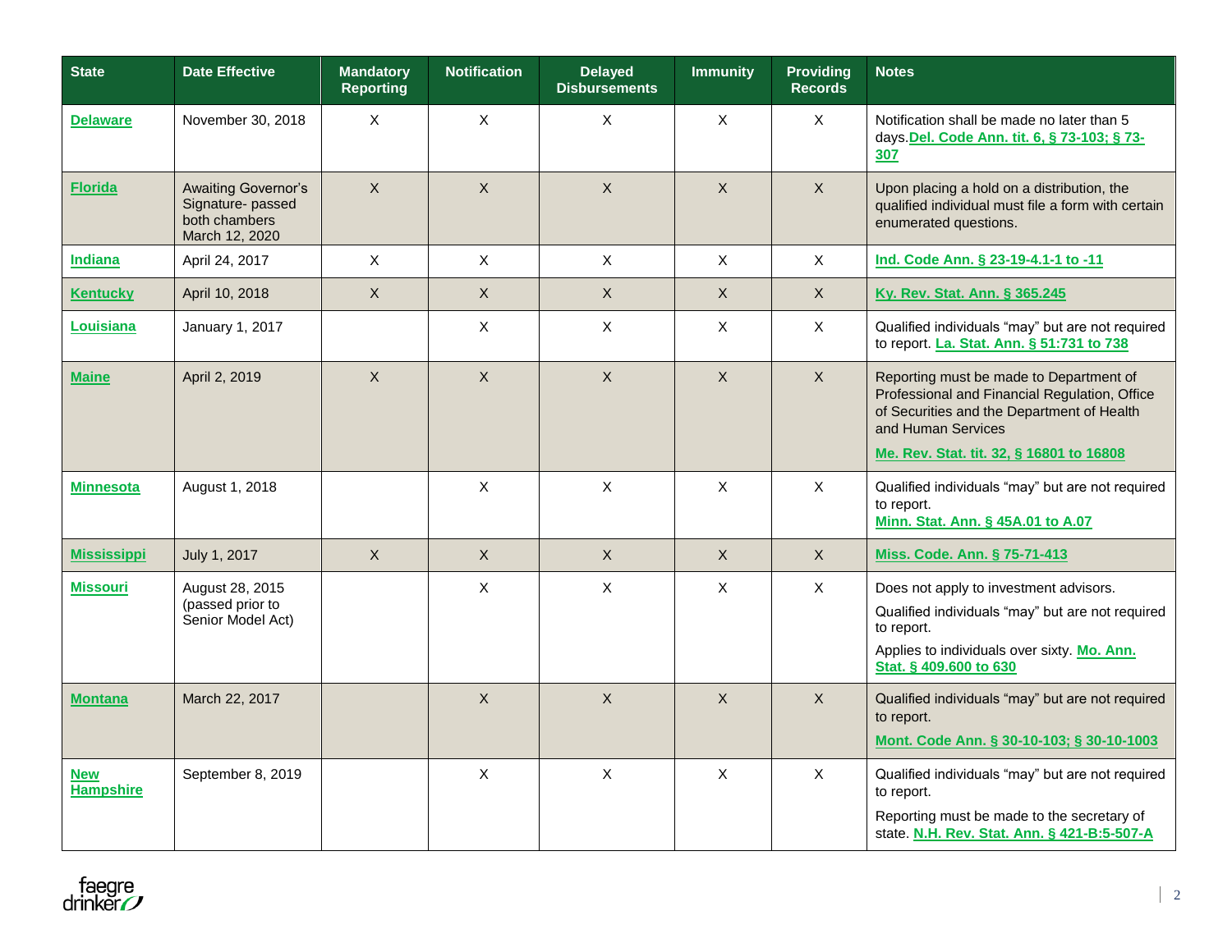| State | Date Effective | Mandatory Reporting | Notification | Delayed Disbursements | Immunity | Providing Records | Notes |
|---|---|---|---|---|---|---|---|
| Delaware | November 30, 2018 | X | X | X | X | X | Notification shall be made no later than 5 days. Del. Code Ann. tit. 6, § 73-103; § 73-307 |
| Florida | Awaiting Governor's Signature- passed both chambers March 12, 2020 | X | X | X | X | X | Upon placing a hold on a distribution, the qualified individual must file a form with certain enumerated questions. |
| Indiana | April 24, 2017 | X | X | X | X | X | Ind. Code Ann. § 23-19-4.1-1 to -11 |
| Kentucky | April 10, 2018 | X | X | X | X | X | Ky. Rev. Stat. Ann. § 365.245 |
| Louisiana | January 1, 2017 | | X | X | X | X | Qualified individuals "may" but are not required to report. La. Stat. Ann. § 51:731 to 738 |
| Maine | April 2, 2019 | X | X | X | X | X | Reporting must be made to Department of Professional and Financial Regulation, Office of Securities and the Department of Health and Human Services<br><br>Me. Rev. Stat. tit. 32, § 16801 to 16808 |
| Minnesota | August 1, 2018 | | X | X | X | X | Qualified individuals "may" but are not required to report.<br>Minn. Stat. Ann. § 45A.01 to A.07 |
| Mississippi | July 1, 2017 | X | X | X | X | X | Miss. Code. Ann. § 75-71-413 |
| Missouri | August 28, 2015 (passed prior to Senior Model Act) | | X | X | X | X | Does not apply to investment advisors.<br><br>Qualified individuals "may" but are not required to report.<br><br>Applies to individuals over sixty. Mo. Ann. Stat. § 409.600 to 630 |
| Montana | March 22, 2017 | | X | X | X | X | Qualified individuals "may" but are not required to report.<br><br>Mont. Code Ann. § 30-10-103; § 30-10-1003 |
| New Hampshire | September 8, 2019 | | X | X | X | X | Qualified individuals "may" but are not required to report.<br><br>Reporting must be made to the secretary of state. N.H. Rev. Stat. Ann. § 421-B:5-507-A |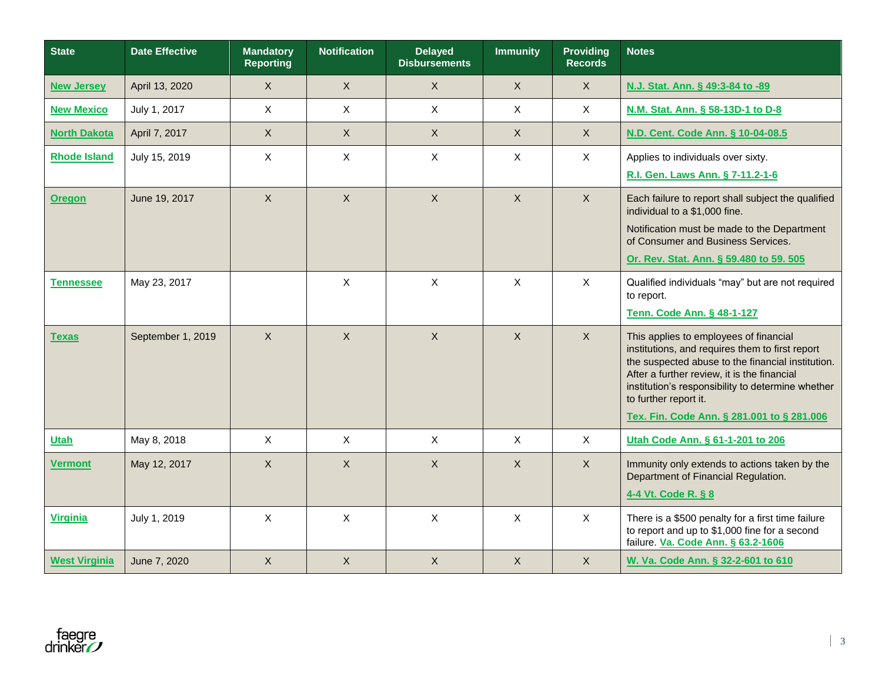| State | Date Effective | Mandatory Reporting | Notification | Delayed Disbursements | Immunity | Providing Records | Notes |
|---|---|---|---|---|---|---|---|
| New Jersey | April 13, 2020 | X | X | X | X | X | N.J. Stat. Ann. § 49:3-84 to -89 |
| New Mexico | July 1, 2017 | X | X | X | X | X | N.M. Stat. Ann. § 58-13D-1 to D-8 |
| North Dakota | April 7, 2017 | X | X | X | X | X | N.D. Cent. Code Ann. § 10-04-08.5 |
| Rhode Island | July 15, 2019 | X | X | X | X | X | Applies to individuals over sixty. R.I. Gen. Laws Ann. § 7-11.2-1-6 |
| Oregon | June 19, 2017 | X | X | X | X | X | Each failure to report shall subject the qualified individual to a $1,000 fine. Notification must be made to the Department of Consumer and Business Services. Or. Rev. Stat. Ann. § 59.480 to 59. 505 |
| Tennessee | May 23, 2017 | | X | X | X | X | Qualified individuals "may" but are not required to report. Tenn. Code Ann. § 48-1-127 |
| Texas | September 1, 2019 | X | X | X | X | X | This applies to employees of financial institutions, and requires them to first report the suspected abuse to the financial institution. After a further review, it is the financial institution's responsibility to determine whether to further report it. Tex. Fin. Code Ann. § 281.001 to § 281.006 |
| Utah | May 8, 2018 | X | X | X | X | X | Utah Code Ann. § 61-1-201 to 206 |
| Vermont | May 12, 2017 | X | X | X | X | X | Immunity only extends to actions taken by the Department of Financial Regulation. 4-4 Vt. Code R. § 8 |
| Virginia | July 1, 2019 | X | X | X | X | X | There is a $500 penalty for a first time failure to report and up to $1,000 fine for a second failure. Va. Code Ann. § 63.2-1606 |
| West Virginia | June 7, 2020 | X | X | X | X | X | W. Va. Code Ann. § 32-2-601 to 610 |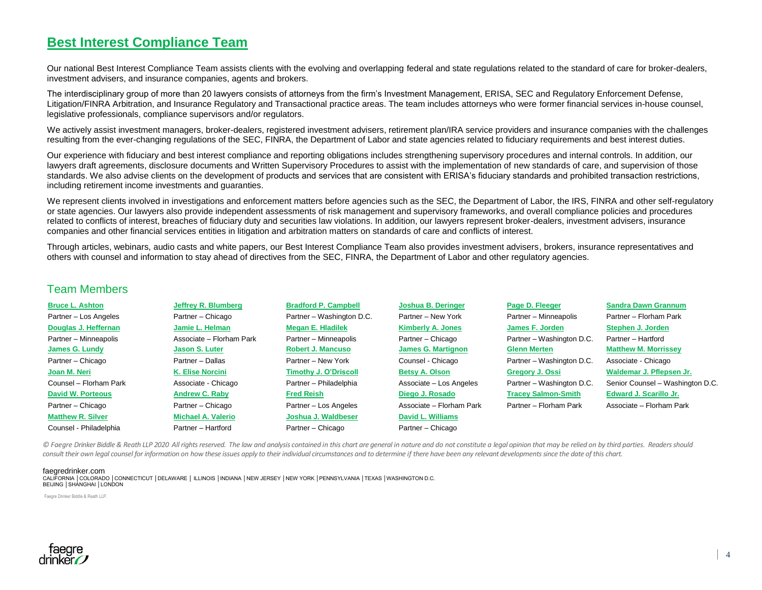## Best Interest Compliance Team

Our national Best Interest Compliance Team assists clients with the evolving and overlapping federal and state regulations related to the standard of care for broker-dealers, investment advisers, and insurance companies, agents and brokers.

The interdisciplinary group of more than 20 lawyers consists of attorneys from the firm's Investment Management, ERISA, SEC and Regulatory Enforcement Defense, Litigation/FINRA Arbitration, and Insurance Regulatory and Transactional practice areas. The team includes attorneys who were former financial services in-house counsel, legislative professionals, compliance supervisors and/or regulators.

We actively assist investment managers, broker-dealers, registered investment advisers, retirement plan/IRA service providers and insurance companies with the challenges resulting from the ever-changing regulations of the SEC, FINRA, the Department of Labor and state agencies related to fiduciary requirements and best interest duties.

Our experience with fiduciary and best interest compliance and reporting obligations includes strengthening supervisory procedures and internal controls. In addition, our lawyers draft agreements, disclosure documents and Written Supervisory Procedures to assist with the implementation of new standards of care, and supervision of those standards. We also advise clients on the development of products and services that are consistent with ERISA's fiduciary standards and prohibited transaction restrictions, including retirement income investments and guaranties.

We represent clients involved in investigations and enforcement matters before agencies such as the SEC, the Department of Labor, the IRS, FINRA and other self-regulatory or state agencies. Our lawyers also provide independent assessments of risk management and supervisory frameworks, and overall compliance policies and procedures related to conflicts of interest, breaches of fiduciary duty and securities law violations. In addition, our lawyers represent broker-dealers, investment advisers, insurance companies and other financial services entities in litigation and arbitration matters on standards of care and conflicts of interest.

Through articles, webinars, audio casts and white papers, our Best Interest Compliance Team also provides investment advisers, brokers, insurance representatives and others with counsel and information to stay ahead of directives from the SEC, FINRA, the Department of Labor and other regulatory agencies.

### Team Members

| | | | | | |
|---|---|---|---|---|---|
| **Bruce L. Ashton** | **Jeffrey R. Blumberg** | **Bradford P. Campbell** | **Joshua B. Deringer** | **Page D. Fleeger** | **Sandra Dawn Grannum** |
| Partner – Los Angeles | Partner – Chicago | Partner – Washington D.C. | Partner – New York | Partner – Minneapolis | Partner – Florham Park |
| **Douglas J. Heffernan** | **Jamie L. Helman** | **Megan E. Hladilek** | **Kimberly A. Jones** | **James F. Jorden** | **Stephen J. Jorden** |
| Partner – Minneapolis | Associate – Florham Park | Partner – Minneapolis | Partner – Chicago | Partner – Washington D.C. | Partner – Hartford |
| **James G. Lundy** | **Jason S. Luter** | **Robert J. Mancuso** | **James G. Martignon** | **Glenn Merten** | **Matthew M. Morrissey** |
| Partner – Chicago | Partner – Dallas | Partner – New York | Counsel - Chicago | Partner – Washington D.C. | Associate - Chicago |
| **Joan M. Neri** | **K. Elise Norcini** | **Timothy J. O'Driscoll** | **Betsy A. Olson** | **Gregory J. Ossi** | **Waldemar J. Pflepsen Jr.** |
| Counsel – Florham Park | Associate - Chicago | Partner – Philadelphia | Associate – Los Angeles | Partner – Washington D.C. | Senior Counsel – Washington D.C. |
| **David W. Porteous** | **Andrew C. Raby** | **Fred Reish** | **Diego J. Rosado** | **Tracey Salmon-Smith** | **Edward J. Scarillo Jr.** |
| Partner – Chicago | Partner – Chicago | Partner – Los Angeles | Associate – Florham Park | Partner – Florham Park | Associate – Florham Park |
| **Matthew R. Silver** | **Michael A. Valerio** | **Joshua J. Waldbeser** | **David L. Williams** | | |
| Counsel - Philadelphia | Partner – Hartford | Partner – Chicago | Partner – Chicago | | |

*© Faegre Drinker Biddle & Reath LLP 2020 All rights reserved. The law and analysis contained in this chart are general in nature and do not constitute a legal opinion that may be relied on by third parties. Readers should consult their own legal counsel for information on how these issues apply to their individual circumstances and to determine if there have been any relevant developments since the date of this chart.*

faegredrinker.com
CALIFORNIA | COLORADO | CONNECTICUT | DELAWARE | ILLINOIS | INDIANA | NEW JERSEY | NEW YORK | PENNSYLVANIA | TEXAS | WASHINGTON D.C.
BEIJING | SHANGHAI | LONDON

Faegre Drinker Biddle & Reath LLP.

faegre drinker